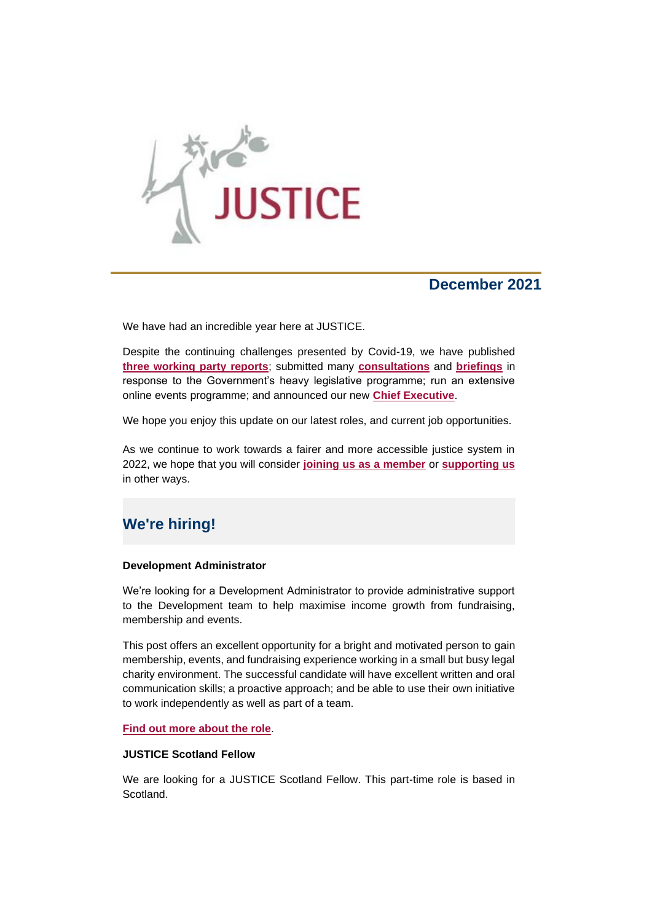JUSTICE

**December 2021**

We have had an incredible year here at JUSTICE.

Despite the continuing challenges presented by Covid-19, we have published **three working party reports**; submitted many **consultations** and **briefings** in response to the Government's heavy legislative programme; run an extensive online events programme; and announced our new **Chief Executive**.

We hope you enjoy this update on our latest roles, and current job opportunities.

As we continue to work towards a fairer and more accessible justice system in 2022, we hope that you will consider **joining us as a member** or **supporting us** in other ways.

## We're hiring!

**Development Administrator**

We're looking for a Development Administrator to provide administrative support to the Development team to help maximise income growth from fundraising, membership and events.

This post offers an excellent opportunity for a bright and motivated person to gain membership, events, and fundraising experience working in a small but busy legal charity environment. The successful candidate will have excellent written and oral communication skills; a proactive approach; and be able to use their own initiative to work independently as well as part of a team.

**Find out more about the role**.

**JUSTICE Scotland Fellow**

We are looking for a JUSTICE Scotland Fellow. This part-time role is based in Scotland.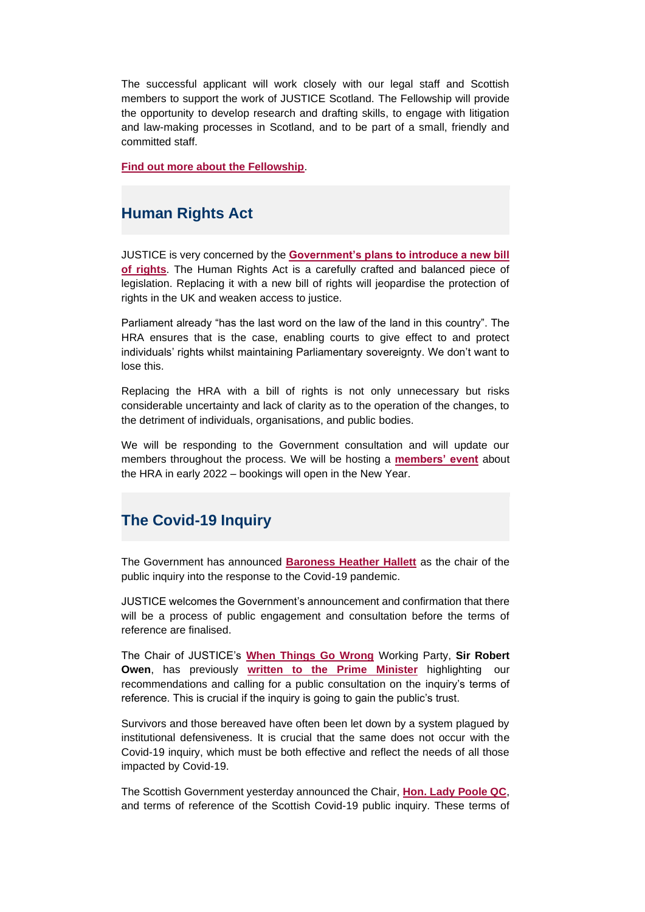The successful applicant will work closely with our legal staff and Scottish members to support the work of JUSTICE Scotland. The Fellowship will provide the opportunity to develop research and drafting skills, to engage with litigation and law-making processes in Scotland, and to be part of a small, friendly and committed staff.

**Find out more about the Fellowship**.

## Human Rights Act

JUSTICE is very concerned by the **Government's plans to introduce a new bill of rights**. The Human Rights Act is a carefully crafted and balanced piece of legislation. Replacing it with a new bill of rights will jeopardise the protection of rights in the UK and weaken access to justice.

Parliament already "has the last word on the law of the land in this country". The HRA ensures that is the case, enabling courts to give effect to and protect individuals' rights whilst maintaining Parliamentary sovereignty. We don't want to lose this.

Replacing the HRA with a bill of rights is not only unnecessary but risks considerable uncertainty and lack of clarity as to the operation of the changes, to the detriment of individuals, organisations, and public bodies.

We will be responding to the Government consultation and will update our members throughout the process. We will be hosting a **members' event** about the HRA in early 2022 – bookings will open in the New Year.

## The Covid-19 Inquiry

The Government has announced **Baroness Heather Hallett** as the chair of the public inquiry into the response to the Covid-19 pandemic.

JUSTICE welcomes the Government's announcement and confirmation that there will be a process of public engagement and consultation before the terms of reference are finalised.

The Chair of JUSTICE's **When Things Go Wrong** Working Party, **Sir Robert Owen**, has previously **written to the Prime Minister** highlighting our recommendations and calling for a public consultation on the inquiry's terms of reference. This is crucial if the inquiry is going to gain the public's trust.

Survivors and those bereaved have often been let down by a system plagued by institutional defensiveness. It is crucial that the same does not occur with the Covid-19 inquiry, which must be both effective and reflect the needs of all those impacted by Covid-19.

The Scottish Government yesterday announced the Chair, **Hon. Lady Poole QC**, and terms of reference of the Scottish Covid-19 public inquiry. These terms of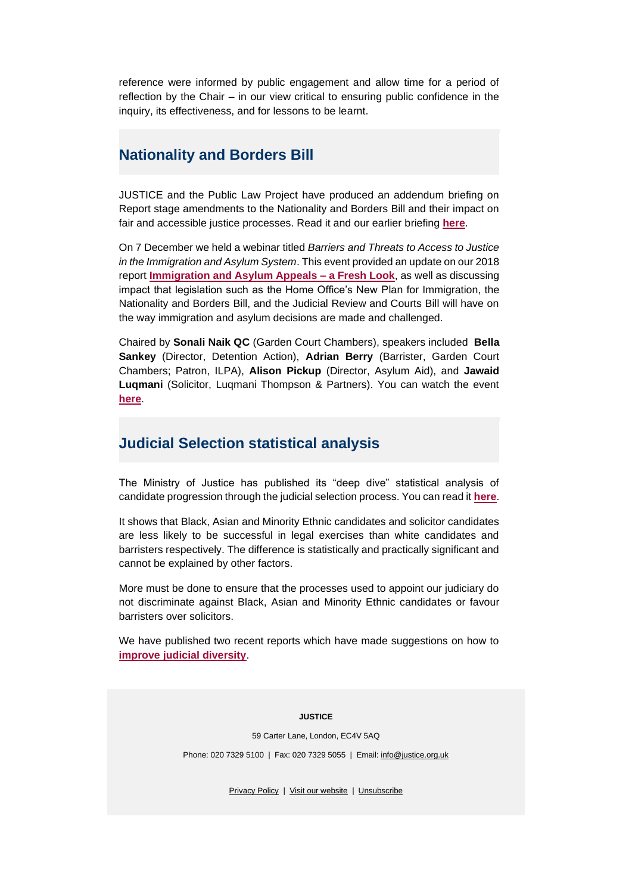reference were informed by public engagement and allow time for a period of reflection by the Chair – in our view critical to ensuring public confidence in the inquiry, its effectiveness, and for lessons to be learnt.

## Nationality and Borders Bill

JUSTICE and the Public Law Project have produced an addendum briefing on Report stage amendments to the Nationality and Borders Bill and their impact on fair and accessible justice processes. Read it and our earlier briefing **here**.

On 7 December we held a webinar titled *Barriers and Threats to Access to Justice in the Immigration and Asylum System*. This event provided an update on our 2018 report **Immigration and Asylum Appeals – a Fresh Look**, as well as discussing impact that legislation such as the Home Office's New Plan for Immigration, the Nationality and Borders Bill, and the Judicial Review and Courts Bill will have on the way immigration and asylum decisions are made and challenged.

Chaired by **Sonali Naik QC** (Garden Court Chambers), speakers included **Bella Sankey** (Director, Detention Action), **Adrian Berry** (Barrister, Garden Court Chambers; Patron, ILPA), **Alison Pickup** (Director, Asylum Aid), and **Jawaid Luqmani** (Solicitor, Luqmani Thompson & Partners). You can watch the event **here**.

## Judicial Selection statistical analysis

The Ministry of Justice has published its "deep dive" statistical analysis of candidate progression through the judicial selection process. You can read it **here**.

It shows that Black, Asian and Minority Ethnic candidates and solicitor candidates are less likely to be successful in legal exercises than white candidates and barristers respectively. The difference is statistically and practically significant and cannot be explained by other factors.

More must be done to ensure that the processes used to appoint our judiciary do not discriminate against Black, Asian and Minority Ethnic candidates or favour barristers over solicitors.

We have published two recent reports which have made suggestions on how to **improve judicial diversity**.

**JUSTICE**

59 Carter Lane, London, EC4V 5AQ

Phone: 020 7329 5100 | Fax: 020 7329 5055 | Email: info@justice.org.uk

Privacy Policy | Visit our website | Unsubscribe